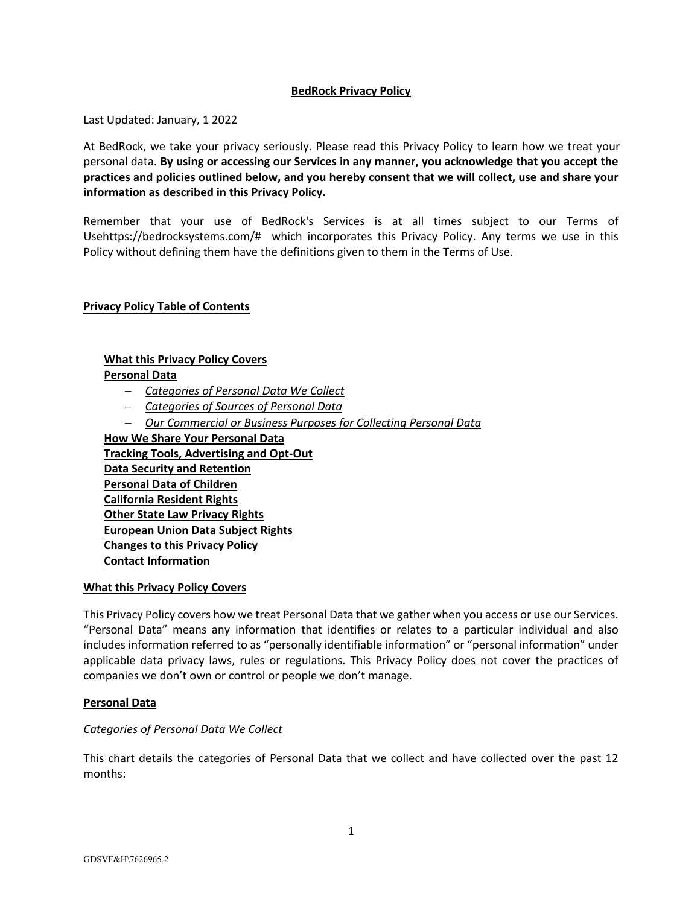# BedRock Privacy Policy

Last Updated: January, 1 2022

At BedRock, we take your privacy seriously. Please read this Privacy Policy to learn how we treat your personal data. **By using or accessing our Services in any manner, you acknowledge that you accept the practices and policies outlined below, and you hereby consent that we will collect, use and share your information as described in this Privacy Policy.**

Remember that your use of BedRock's Services is at all times subject to our Terms of Usehttps://bedrocksystems.com/# which incorporates this Privacy Policy. Any terms we use in this Policy without defining them have the definitions given to them in the Terms of Use.

## Privacy Policy Table of Contents

**What this Privacy Policy Covers**
**Personal Data**
- *Categories of Personal Data We Collect*
- *Categories of Sources of Personal Data*
- *Our Commercial or Business Purposes for Collecting Personal Data*

**How We Share Your Personal Data**
**Tracking Tools, Advertising and Opt-Out**
**Data Security and Retention**
**Personal Data of Children**
**California Resident Rights**
**Other State Law Privacy Rights**
**European Union Data Subject Rights**
**Changes to this Privacy Policy**
**Contact Information**

## What this Privacy Policy Covers

This Privacy Policy covers how we treat Personal Data that we gather when you access or use our Services. "Personal Data" means any information that identifies or relates to a particular individual and also includes information referred to as "personally identifiable information" or "personal information" under applicable data privacy laws, rules or regulations. This Privacy Policy does not cover the practices of companies we don't own or control or people we don't manage.

## Personal Data

### *Categories of Personal Data We Collect*

This chart details the categories of Personal Data that we collect and have collected over the past 12 months: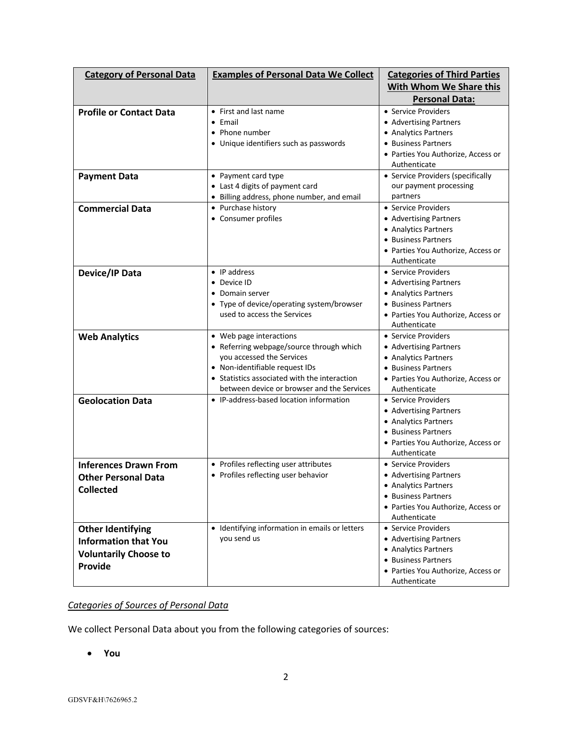| Category of Personal Data | Examples of Personal Data We Collect | Categories of Third Parties With Whom We Share this Personal Data: |
|---|---|---|
| **Profile or Contact Data** | • First and last name<br>• Email<br>• Phone number<br>• Unique identifiers such as passwords | • Service Providers<br>• Advertising Partners<br>• Analytics Partners<br>• Business Partners<br>• Parties You Authorize, Access or Authenticate |
| **Payment Data** | • Payment card type<br>• Last 4 digits of payment card<br>• Billing address, phone number, and email | • Service Providers (specifically our payment processing partners |
| **Commercial Data** | • Purchase history<br>• Consumer profiles | • Service Providers<br>• Advertising Partners<br>• Analytics Partners<br>• Business Partners<br>• Parties You Authorize, Access or Authenticate |
| **Device/IP Data** | • IP address<br>• Device ID<br>• Domain server<br>• Type of device/operating system/browser used to access the Services | • Service Providers<br>• Advertising Partners<br>• Analytics Partners<br>• Business Partners<br>• Parties You Authorize, Access or Authenticate |
| **Web Analytics** | • Web page interactions<br>• Referring webpage/source through which you accessed the Services<br>• Non-identifiable request IDs<br>• Statistics associated with the interaction between device or browser and the Services | • Service Providers<br>• Advertising Partners<br>• Analytics Partners<br>• Business Partners<br>• Parties You Authorize, Access or Authenticate |
| **Geolocation Data** | • IP-address-based location information | • Service Providers<br>• Advertising Partners<br>• Analytics Partners<br>• Business Partners<br>• Parties You Authorize, Access or Authenticate |
| **Inferences Drawn From Other Personal Data Collected** | • Profiles reflecting user attributes<br>• Profiles reflecting user behavior | • Service Providers<br>• Advertising Partners<br>• Analytics Partners<br>• Business Partners<br>• Parties You Authorize, Access or Authenticate |
| **Other Identifying Information that You Voluntarily Choose to Provide** | • Identifying information in emails or letters you send us | • Service Providers<br>• Advertising Partners<br>• Analytics Partners<br>• Business Partners<br>• Parties You Authorize, Access or Authenticate |

*Categories of Sources of Personal Data*

We collect Personal Data about you from the following categories of sources:

- **You**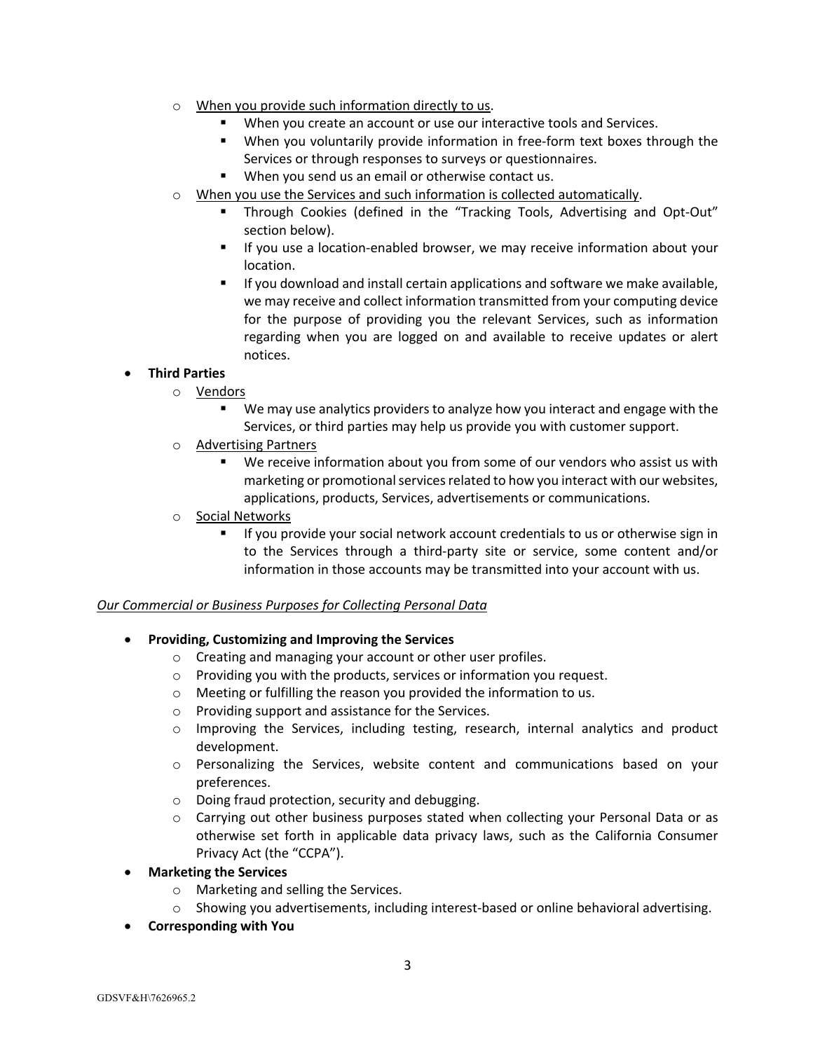- When you provide such information directly to us.
    - When you create an account or use our interactive tools and Services.
    - When you voluntarily provide information in free-form text boxes through the Services or through responses to surveys or questionnaires.
    - When you send us an email or otherwise contact us.
- When you use the Services and such information is collected automatically.
    - Through Cookies (defined in the "Tracking Tools, Advertising and Opt-Out" section below).
    - If you use a location-enabled browser, we may receive information about your location.
    - If you download and install certain applications and software we make available, we may receive and collect information transmitted from your computing device for the purpose of providing you the relevant Services, such as information regarding when you are logged on and available to receive updates or alert notices.

- **Third Parties**
    - Vendors
        - We may use analytics providers to analyze how you interact and engage with the Services, or third parties may help us provide you with customer support.
    - Advertising Partners
        - We receive information about you from some of our vendors who assist us with marketing or promotional services related to how you interact with our websites, applications, products, Services, advertisements or communications.
    - Social Networks
        - If you provide your social network account credentials to us or otherwise sign in to the Services through a third-party site or service, some content and/or information in those accounts may be transmitted into your account with us.

*Our Commercial or Business Purposes for Collecting Personal Data*

- **Providing, Customizing and Improving the Services**
    - Creating and managing your account or other user profiles.
    - Providing you with the products, services or information you request.
    - Meeting or fulfilling the reason you provided the information to us.
    - Providing support and assistance for the Services.
    - Improving the Services, including testing, research, internal analytics and product development.
    - Personalizing the Services, website content and communications based on your preferences.
    - Doing fraud protection, security and debugging.
    - Carrying out other business purposes stated when collecting your Personal Data or as otherwise set forth in applicable data privacy laws, such as the California Consumer Privacy Act (the "CCPA").
- **Marketing the Services**
    - Marketing and selling the Services.
    - Showing you advertisements, including interest-based or online behavioral advertising.
- **Corresponding with You**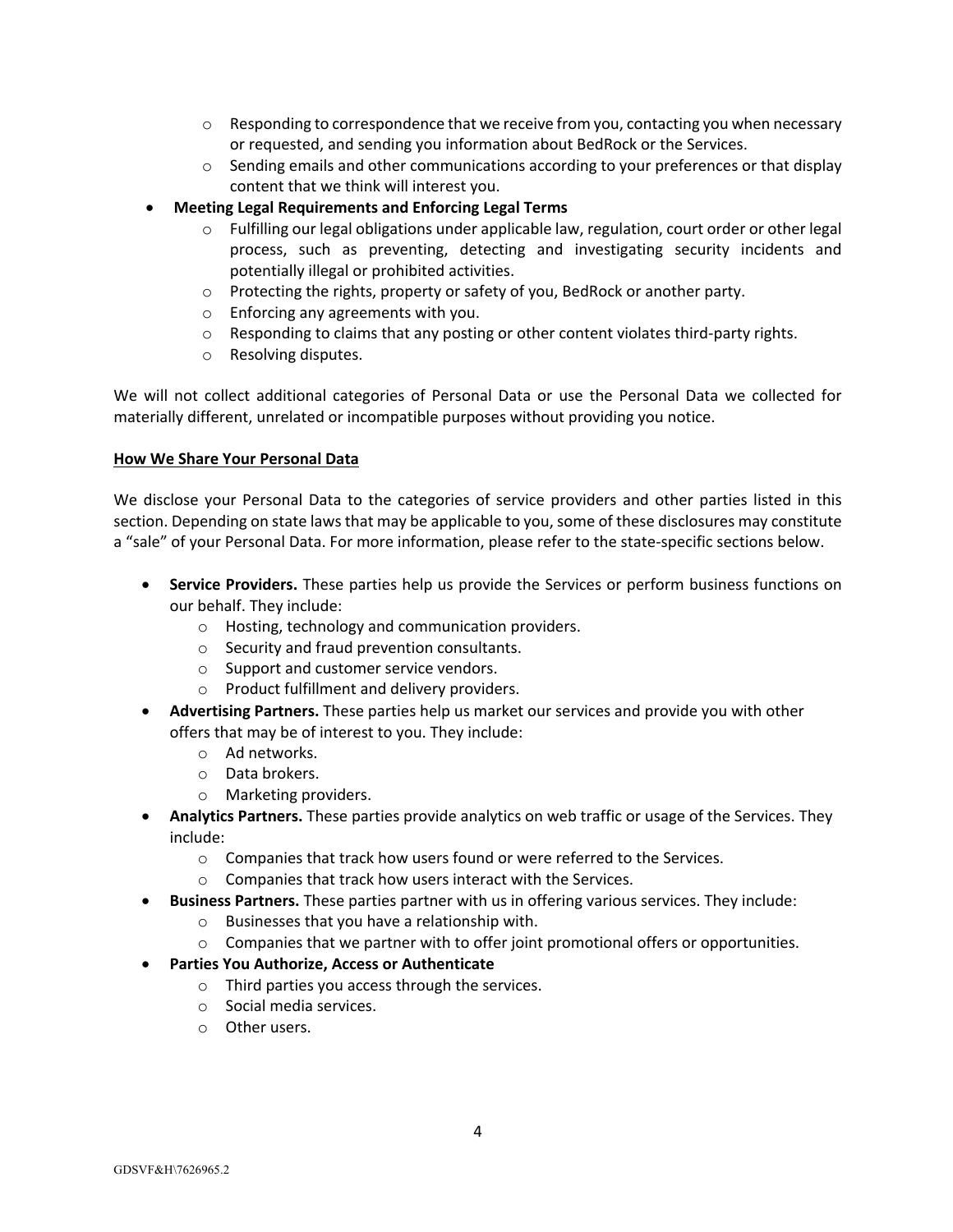- Responding to correspondence that we receive from you, contacting you when necessary or requested, and sending you information about BedRock or the Services.
  - Sending emails and other communications according to your preferences or that display content that we think will interest you.
- **Meeting Legal Requirements and Enforcing Legal Terms**
  - Fulfilling our legal obligations under applicable law, regulation, court order or other legal process, such as preventing, detecting and investigating security incidents and potentially illegal or prohibited activities.
  - Protecting the rights, property or safety of you, BedRock or another party.
  - Enforcing any agreements with you.
  - Responding to claims that any posting or other content violates third-party rights.
  - Resolving disputes.

We will not collect additional categories of Personal Data or use the Personal Data we collected for materially different, unrelated or incompatible purposes without providing you notice.

**<u>How We Share Your Personal Data</u>**

We disclose your Personal Data to the categories of service providers and other parties listed in this section. Depending on state laws that may be applicable to you, some of these disclosures may constitute a "sale" of your Personal Data. For more information, please refer to the state-specific sections below.

- **Service Providers.** These parties help us provide the Services or perform business functions on our behalf. They include:
  - Hosting, technology and communication providers.
  - Security and fraud prevention consultants.
  - Support and customer service vendors.
  - Product fulfillment and delivery providers.
- **Advertising Partners.** These parties help us market our services and provide you with other offers that may be of interest to you. They include:
  - Ad networks.
  - Data brokers.
  - Marketing providers.
- **Analytics Partners.** These parties provide analytics on web traffic or usage of the Services. They include:
  - Companies that track how users found or were referred to the Services.
  - Companies that track how users interact with the Services.
- **Business Partners.** These parties partner with us in offering various services. They include:
  - Businesses that you have a relationship with.
  - Companies that we partner with to offer joint promotional offers or opportunities.
- **Parties You Authorize, Access or Authenticate**
  - Third parties you access through the services.
  - Social media services.
  - Other users.

GDSVF&H\7626965.2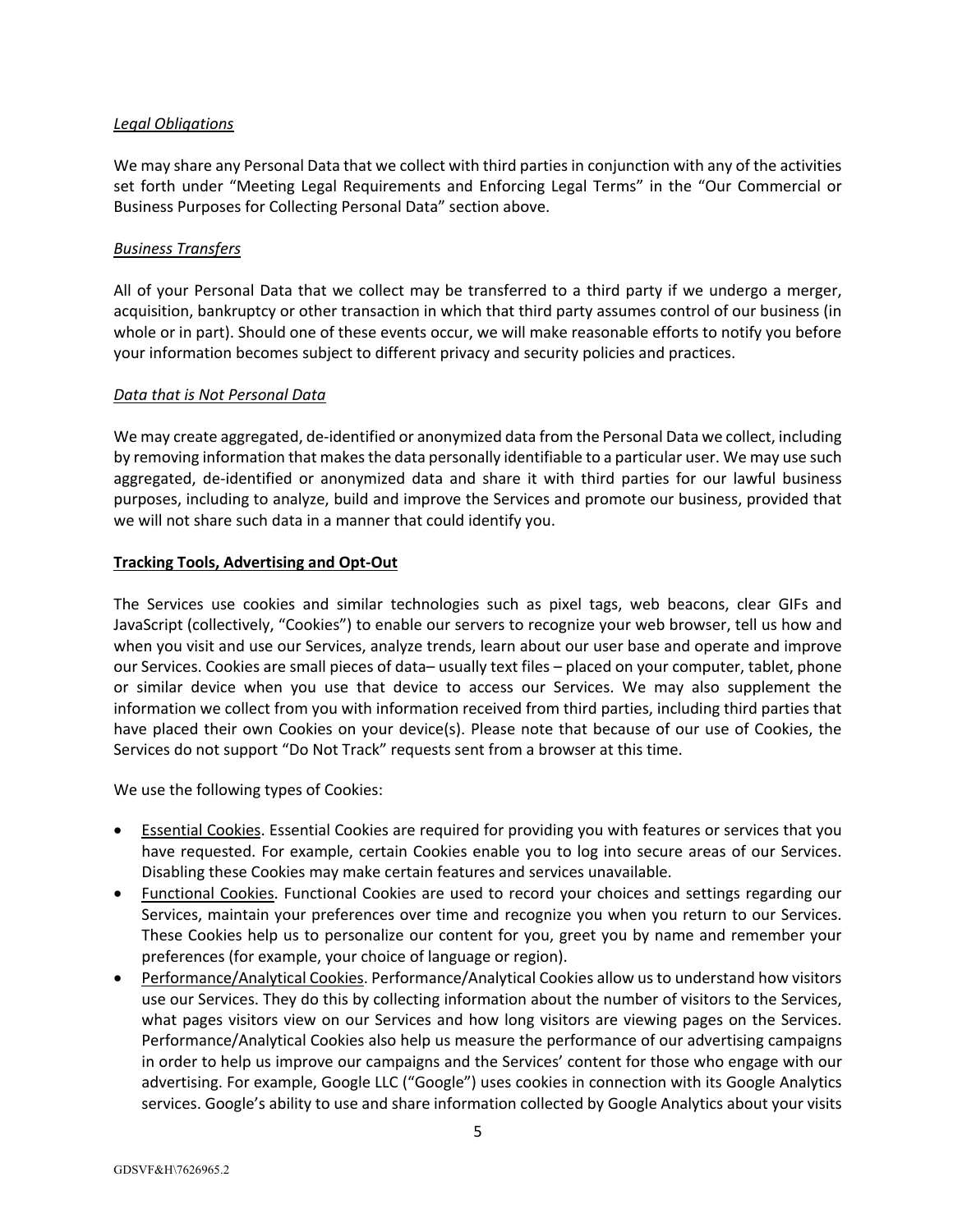*Legal Obligations*

We may share any Personal Data that we collect with third parties in conjunction with any of the activities set forth under "Meeting Legal Requirements and Enforcing Legal Terms" in the "Our Commercial or Business Purposes for Collecting Personal Data" section above.

*Business Transfers*

All of your Personal Data that we collect may be transferred to a third party if we undergo a merger, acquisition, bankruptcy or other transaction in which that third party assumes control of our business (in whole or in part). Should one of these events occur, we will make reasonable efforts to notify you before your information becomes subject to different privacy and security policies and practices.

*Data that is Not Personal Data*

We may create aggregated, de-identified or anonymized data from the Personal Data we collect, including by removing information that makes the data personally identifiable to a particular user. We may use such aggregated, de-identified or anonymized data and share it with third parties for our lawful business purposes, including to analyze, build and improve the Services and promote our business, provided that we will not share such data in a manner that could identify you.

**Tracking Tools, Advertising and Opt-Out**

The Services use cookies and similar technologies such as pixel tags, web beacons, clear GIFs and JavaScript (collectively, "Cookies") to enable our servers to recognize your web browser, tell us how and when you visit and use our Services, analyze trends, learn about our user base and operate and improve our Services. Cookies are small pieces of data– usually text files – placed on your computer, tablet, phone or similar device when you use that device to access our Services. We may also supplement the information we collect from you with information received from third parties, including third parties that have placed their own Cookies on your device(s). Please note that because of our use of Cookies, the Services do not support "Do Not Track" requests sent from a browser at this time.

We use the following types of Cookies:

- Essential Cookies. Essential Cookies are required for providing you with features or services that you have requested. For example, certain Cookies enable you to log into secure areas of our Services. Disabling these Cookies may make certain features and services unavailable.
- Functional Cookies. Functional Cookies are used to record your choices and settings regarding our Services, maintain your preferences over time and recognize you when you return to our Services. These Cookies help us to personalize our content for you, greet you by name and remember your preferences (for example, your choice of language or region).
- Performance/Analytical Cookies. Performance/Analytical Cookies allow us to understand how visitors use our Services. They do this by collecting information about the number of visitors to the Services, what pages visitors view on our Services and how long visitors are viewing pages on the Services. Performance/Analytical Cookies also help us measure the performance of our advertising campaigns in order to help us improve our campaigns and the Services' content for those who engage with our advertising. For example, Google LLC ("Google") uses cookies in connection with its Google Analytics services. Google's ability to use and share information collected by Google Analytics about your visits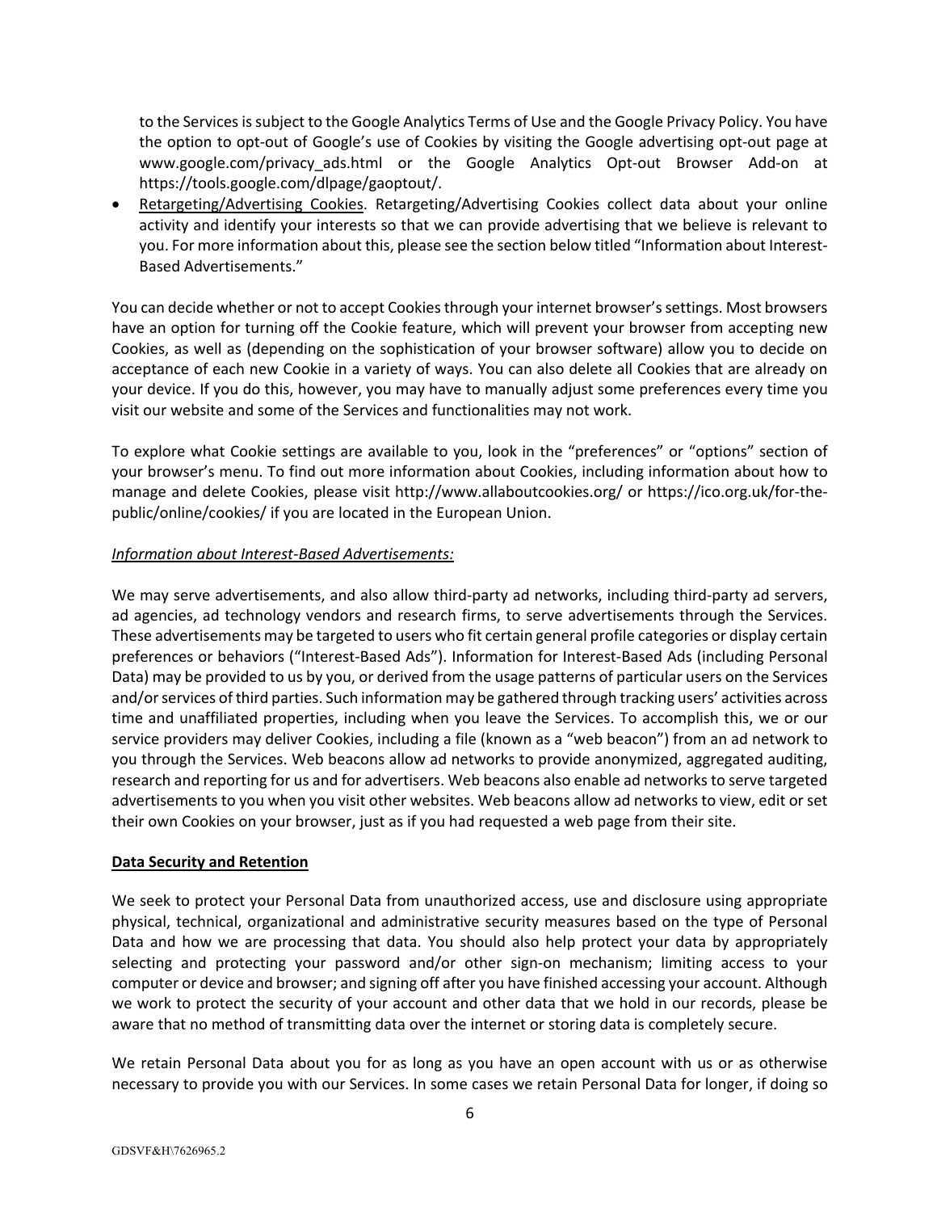to the Services is subject to the Google Analytics Terms of Use and the Google Privacy Policy. You have the option to opt-out of Google's use of Cookies by visiting the Google advertising opt-out page at www.google.com/privacy_ads.html or the Google Analytics Opt-out Browser Add-on at https://tools.google.com/dlpage/gaoptout/.

- Retargeting/Advertising Cookies. Retargeting/Advertising Cookies collect data about your online activity and identify your interests so that we can provide advertising that we believe is relevant to you. For more information about this, please see the section below titled "Information about Interest-Based Advertisements."

You can decide whether or not to accept Cookies through your internet browser's settings. Most browsers have an option for turning off the Cookie feature, which will prevent your browser from accepting new Cookies, as well as (depending on the sophistication of your browser software) allow you to decide on acceptance of each new Cookie in a variety of ways. You can also delete all Cookies that are already on your device. If you do this, however, you may have to manually adjust some preferences every time you visit our website and some of the Services and functionalities may not work.

To explore what Cookie settings are available to you, look in the "preferences" or "options" section of your browser's menu. To find out more information about Cookies, including information about how to manage and delete Cookies, please visit http://www.allaboutcookies.org/ or https://ico.org.uk/for-the-public/online/cookies/ if you are located in the European Union.

*Information about Interest-Based Advertisements:*

We may serve advertisements, and also allow third-party ad networks, including third-party ad servers, ad agencies, ad technology vendors and research firms, to serve advertisements through the Services. These advertisements may be targeted to users who fit certain general profile categories or display certain preferences or behaviors ("Interest-Based Ads"). Information for Interest-Based Ads (including Personal Data) may be provided to us by you, or derived from the usage patterns of particular users on the Services and/or services of third parties. Such information may be gathered through tracking users' activities across time and unaffiliated properties, including when you leave the Services. To accomplish this, we or our service providers may deliver Cookies, including a file (known as a "web beacon") from an ad network to you through the Services. Web beacons allow ad networks to provide anonymized, aggregated auditing, research and reporting for us and for advertisers. Web beacons also enable ad networks to serve targeted advertisements to you when you visit other websites. Web beacons allow ad networks to view, edit or set their own Cookies on your browser, just as if you had requested a web page from their site.

**Data Security and Retention**

We seek to protect your Personal Data from unauthorized access, use and disclosure using appropriate physical, technical, organizational and administrative security measures based on the type of Personal Data and how we are processing that data. You should also help protect your data by appropriately selecting and protecting your password and/or other sign-on mechanism; limiting access to your computer or device and browser; and signing off after you have finished accessing your account. Although we work to protect the security of your account and other data that we hold in our records, please be aware that no method of transmitting data over the internet or storing data is completely secure.

We retain Personal Data about you for as long as you have an open account with us or as otherwise necessary to provide you with our Services. In some cases we retain Personal Data for longer, if doing so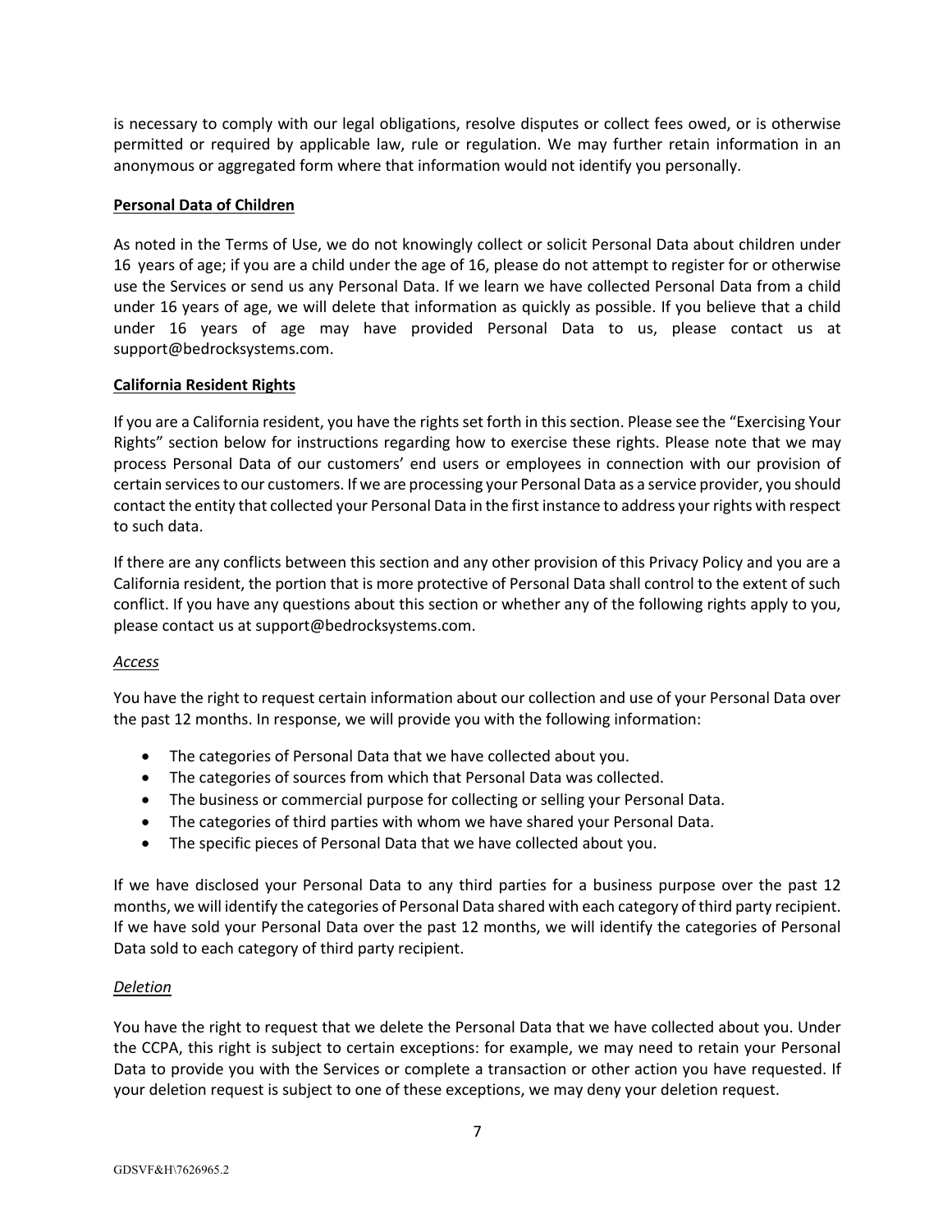is necessary to comply with our legal obligations, resolve disputes or collect fees owed, or is otherwise permitted or required by applicable law, rule or regulation. We may further retain information in an anonymous or aggregated form where that information would not identify you personally.

**Personal Data of Children**

As noted in the Terms of Use, we do not knowingly collect or solicit Personal Data about children under 16 years of age; if you are a child under the age of 16, please do not attempt to register for or otherwise use the Services or send us any Personal Data. If we learn we have collected Personal Data from a child under 16 years of age, we will delete that information as quickly as possible. If you believe that a child under 16 years of age may have provided Personal Data to us, please contact us at support@bedrocksystems.com.

**California Resident Rights**

If you are a California resident, you have the rights set forth in this section. Please see the "Exercising Your Rights" section below for instructions regarding how to exercise these rights. Please note that we may process Personal Data of our customers' end users or employees in connection with our provision of certain services to our customers. If we are processing your Personal Data as a service provider, you should contact the entity that collected your Personal Data in the first instance to address your rights with respect to such data.

If there are any conflicts between this section and any other provision of this Privacy Policy and you are a California resident, the portion that is more protective of Personal Data shall control to the extent of such conflict. If you have any questions about this section or whether any of the following rights apply to you, please contact us at support@bedrocksystems.com.

*Access*

You have the right to request certain information about our collection and use of your Personal Data over the past 12 months. In response, we will provide you with the following information:

- The categories of Personal Data that we have collected about you.
- The categories of sources from which that Personal Data was collected.
- The business or commercial purpose for collecting or selling your Personal Data.
- The categories of third parties with whom we have shared your Personal Data.
- The specific pieces of Personal Data that we have collected about you.

If we have disclosed your Personal Data to any third parties for a business purpose over the past 12 months, we will identify the categories of Personal Data shared with each category of third party recipient. If we have sold your Personal Data over the past 12 months, we will identify the categories of Personal Data sold to each category of third party recipient.

*Deletion*

You have the right to request that we delete the Personal Data that we have collected about you. Under the CCPA, this right is subject to certain exceptions: for example, we may need to retain your Personal Data to provide you with the Services or complete a transaction or other action you have requested. If your deletion request is subject to one of these exceptions, we may deny your deletion request.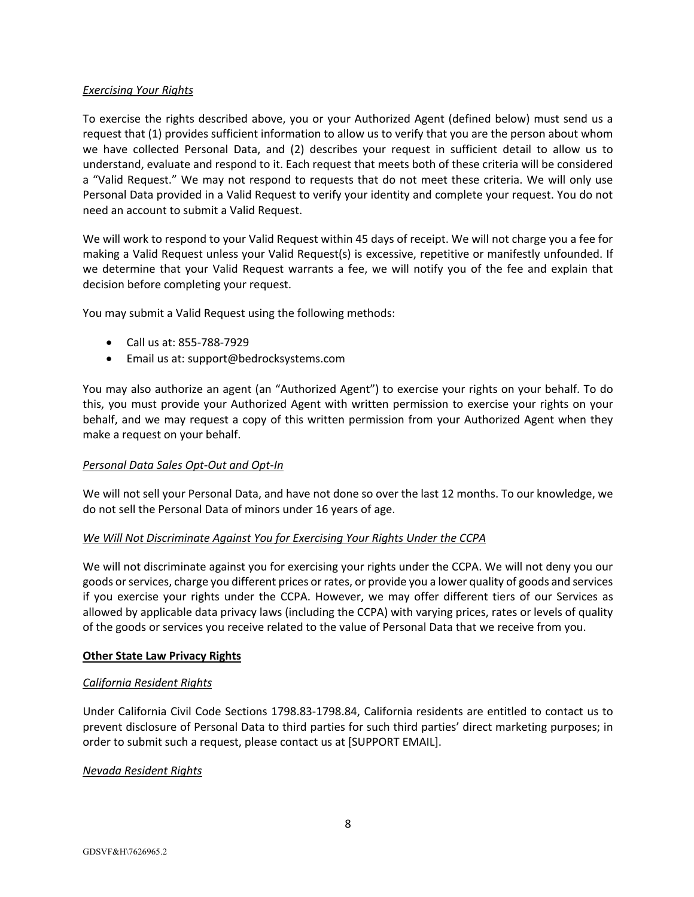*Exercising Your Rights*

To exercise the rights described above, you or your Authorized Agent (defined below) must send us a request that (1) provides sufficient information to allow us to verify that you are the person about whom we have collected Personal Data, and (2) describes your request in sufficient detail to allow us to understand, evaluate and respond to it. Each request that meets both of these criteria will be considered a "Valid Request." We may not respond to requests that do not meet these criteria. We will only use Personal Data provided in a Valid Request to verify your identity and complete your request. You do not need an account to submit a Valid Request.

We will work to respond to your Valid Request within 45 days of receipt. We will not charge you a fee for making a Valid Request unless your Valid Request(s) is excessive, repetitive or manifestly unfounded. If we determine that your Valid Request warrants a fee, we will notify you of the fee and explain that decision before completing your request.

You may submit a Valid Request using the following methods:

- Call us at: 855-788-7929
- Email us at: support@bedrocksystems.com

You may also authorize an agent (an "Authorized Agent") to exercise your rights on your behalf. To do this, you must provide your Authorized Agent with written permission to exercise your rights on your behalf, and we may request a copy of this written permission from your Authorized Agent when they make a request on your behalf.

*Personal Data Sales Opt-Out and Opt-In*

We will not sell your Personal Data, and have not done so over the last 12 months. To our knowledge, we do not sell the Personal Data of minors under 16 years of age.

*We Will Not Discriminate Against You for Exercising Your Rights Under the CCPA*

We will not discriminate against you for exercising your rights under the CCPA. We will not deny you our goods or services, charge you different prices or rates, or provide you a lower quality of goods and services if you exercise your rights under the CCPA. However, we may offer different tiers of our Services as allowed by applicable data privacy laws (including the CCPA) with varying prices, rates or levels of quality of the goods or services you receive related to the value of Personal Data that we receive from you.

**Other State Law Privacy Rights**

*California Resident Rights*

Under California Civil Code Sections 1798.83-1798.84, California residents are entitled to contact us to prevent disclosure of Personal Data to third parties for such third parties' direct marketing purposes; in order to submit such a request, please contact us at [SUPPORT EMAIL].

*Nevada Resident Rights*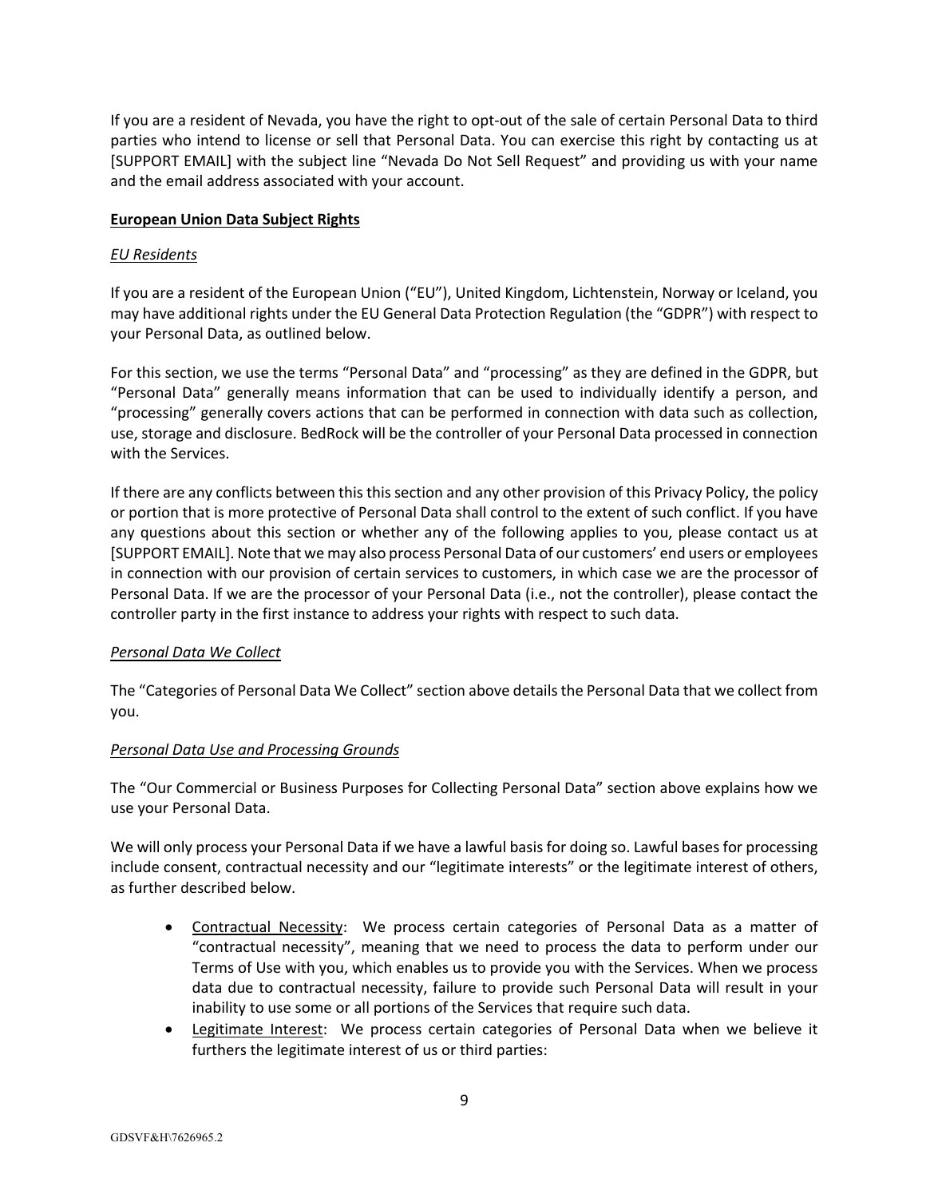If you are a resident of Nevada, you have the right to opt-out of the sale of certain Personal Data to third parties who intend to license or sell that Personal Data. You can exercise this right by contacting us at [SUPPORT EMAIL] with the subject line "Nevada Do Not Sell Request" and providing us with your name and the email address associated with your account.

**European Union Data Subject Rights**

*EU Residents*

If you are a resident of the European Union ("EU"), United Kingdom, Lichtenstein, Norway or Iceland, you may have additional rights under the EU General Data Protection Regulation (the "GDPR") with respect to your Personal Data, as outlined below.

For this section, we use the terms "Personal Data" and "processing" as they are defined in the GDPR, but "Personal Data" generally means information that can be used to individually identify a person, and "processing" generally covers actions that can be performed in connection with data such as collection, use, storage and disclosure. BedRock will be the controller of your Personal Data processed in connection with the Services.

If there are any conflicts between this this section and any other provision of this Privacy Policy, the policy or portion that is more protective of Personal Data shall control to the extent of such conflict. If you have any questions about this section or whether any of the following applies to you, please contact us at [SUPPORT EMAIL]. Note that we may also process Personal Data of our customers' end users or employees in connection with our provision of certain services to customers, in which case we are the processor of Personal Data. If we are the processor of your Personal Data (i.e., not the controller), please contact the controller party in the first instance to address your rights with respect to such data.

*Personal Data We Collect*

The "Categories of Personal Data We Collect" section above details the Personal Data that we collect from you.

*Personal Data Use and Processing Grounds*

The "Our Commercial or Business Purposes for Collecting Personal Data" section above explains how we use your Personal Data.

We will only process your Personal Data if we have a lawful basis for doing so. Lawful bases for processing include consent, contractual necessity and our "legitimate interests" or the legitimate interest of others, as further described below.

- Contractual Necessity: We process certain categories of Personal Data as a matter of "contractual necessity", meaning that we need to process the data to perform under our Terms of Use with you, which enables us to provide you with the Services. When we process data due to contractual necessity, failure to provide such Personal Data will result in your inability to use some or all portions of the Services that require such data.
- Legitimate Interest: We process certain categories of Personal Data when we believe it furthers the legitimate interest of us or third parties: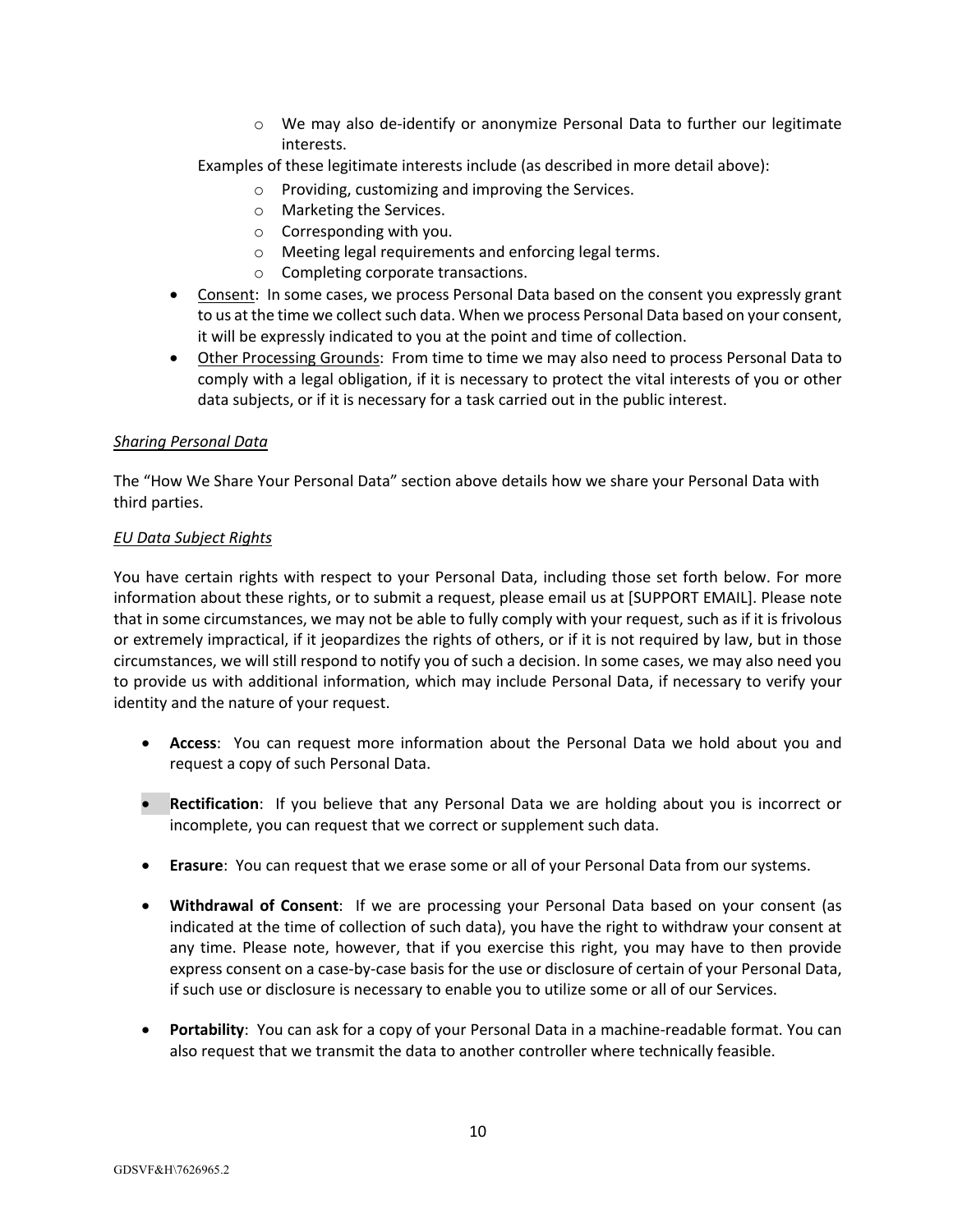- We may also de-identify or anonymize Personal Data to further our legitimate interests.

  Examples of these legitimate interests include (as described in more detail above):

    - Providing, customizing and improving the Services.
    - Marketing the Services.
    - Corresponding with you.
    - Meeting legal requirements and enforcing legal terms.
    - Completing corporate transactions.

- <u>Consent</u>: In some cases, we process Personal Data based on the consent you expressly grant to us at the time we collect such data. When we process Personal Data based on your consent, it will be expressly indicated to you at the point and time of collection.
- <u>Other Processing Grounds</u>: From time to time we may also need to process Personal Data to comply with a legal obligation, if it is necessary to protect the vital interests of you or other data subjects, or if it is necessary for a task carried out in the public interest.

*<u>Sharing Personal Data</u>*

The "How We Share Your Personal Data" section above details how we share your Personal Data with third parties.

*<u>EU Data Subject Rights</u>*

You have certain rights with respect to your Personal Data, including those set forth below. For more information about these rights, or to submit a request, please email us at [SUPPORT EMAIL]. Please note that in some circumstances, we may not be able to fully comply with your request, such as if it is frivolous or extremely impractical, if it jeopardizes the rights of others, or if it is not required by law, but in those circumstances, we will still respond to notify you of such a decision. In some cases, we may also need you to provide us with additional information, which may include Personal Data, if necessary to verify your identity and the nature of your request.

- **Access**: You can request more information about the Personal Data we hold about you and request a copy of such Personal Data.

- **Rectification**: If you believe that any Personal Data we are holding about you is incorrect or incomplete, you can request that we correct or supplement such data.

- **Erasure**: You can request that we erase some or all of your Personal Data from our systems.

- **Withdrawal of Consent**: If we are processing your Personal Data based on your consent (as indicated at the time of collection of such data), you have the right to withdraw your consent at any time. Please note, however, that if you exercise this right, you may have to then provide express consent on a case-by-case basis for the use or disclosure of certain of your Personal Data, if such use or disclosure is necessary to enable you to utilize some or all of our Services.

- **Portability**: You can ask for a copy of your Personal Data in a machine-readable format. You can also request that we transmit the data to another controller where technically feasible.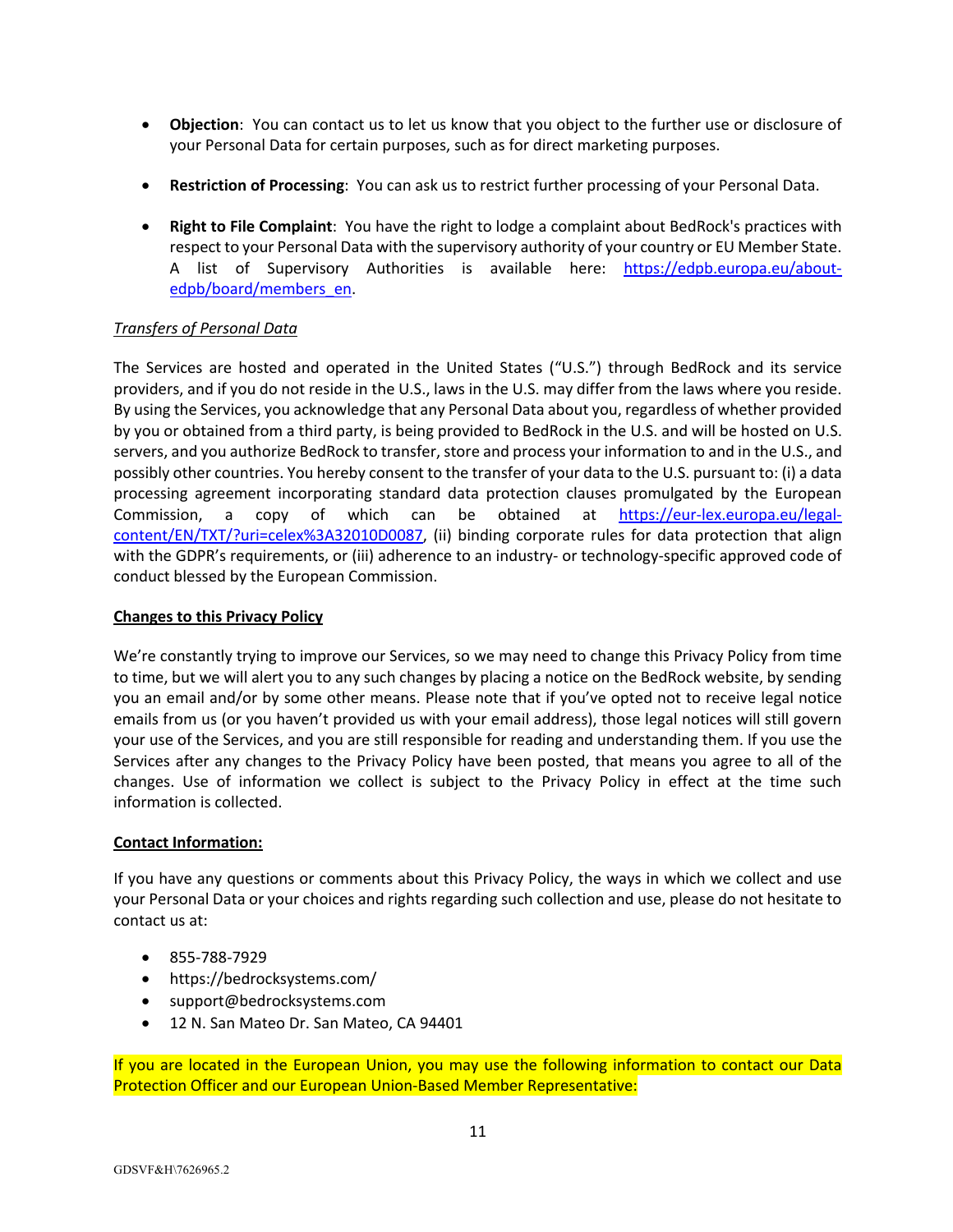- **Objection**: You can contact us to let us know that you object to the further use or disclosure of your Personal Data for certain purposes, such as for direct marketing purposes.

- **Restriction of Processing**: You can ask us to restrict further processing of your Personal Data.

- **Right to File Complaint**: You have the right to lodge a complaint about BedRock's practices with respect to your Personal Data with the supervisory authority of your country or EU Member State. A list of Supervisory Authorities is available here: [https://edpb.europa.eu/about-edpb/board/members_en](https://edpb.europa.eu/about-edpb/board/members_en).

*Transfers of Personal Data*

The Services are hosted and operated in the United States ("U.S.") through BedRock and its service providers, and if you do not reside in the U.S., laws in the U.S. may differ from the laws where you reside. By using the Services, you acknowledge that any Personal Data about you, regardless of whether provided by you or obtained from a third party, is being provided to BedRock in the U.S. and will be hosted on U.S. servers, and you authorize BedRock to transfer, store and process your information to and in the U.S., and possibly other countries. You hereby consent to the transfer of your data to the U.S. pursuant to: (i) a data processing agreement incorporating standard data protection clauses promulgated by the European Commission, a copy of which can be obtained at [https://eur-lex.europa.eu/legal-content/EN/TXT/?uri=celex%3A32010D0087](https://eur-lex.europa.eu/legal-content/EN/TXT/?uri=celex%3A32010D0087), (ii) binding corporate rules for data protection that align with the GDPR's requirements, or (iii) adherence to an industry- or technology-specific approved code of conduct blessed by the European Commission.

**Changes to this Privacy Policy**

We're constantly trying to improve our Services, so we may need to change this Privacy Policy from time to time, but we will alert you to any such changes by placing a notice on the BedRock website, by sending you an email and/or by some other means. Please note that if you've opted not to receive legal notice emails from us (or you haven't provided us with your email address), those legal notices will still govern your use of the Services, and you are still responsible for reading and understanding them. If you use the Services after any changes to the Privacy Policy have been posted, that means you agree to all of the changes. Use of information we collect is subject to the Privacy Policy in effect at the time such information is collected.

**Contact Information:**

If you have any questions or comments about this Privacy Policy, the ways in which we collect and use your Personal Data or your choices and rights regarding such collection and use, please do not hesitate to contact us at:

- 855-788-7929
- https://bedrocksystems.com/
- support@bedrocksystems.com
- 12 N. San Mateo Dr. San Mateo, CA 94401

If you are located in the European Union, you may use the following information to contact our Data Protection Officer and our European Union-Based Member Representative: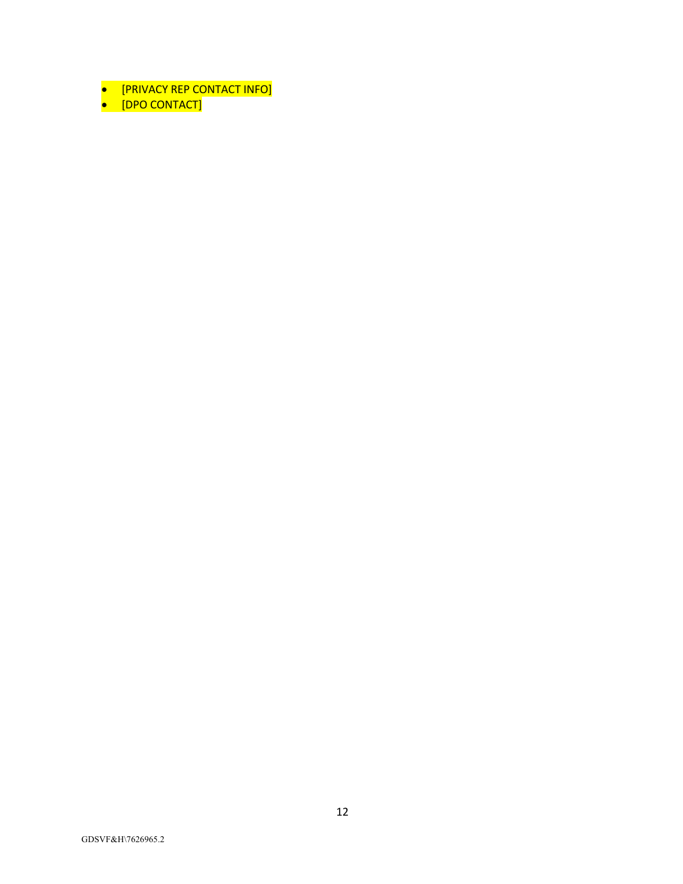- [PRIVACY REP CONTACT INFO]
- [DPO CONTACT]